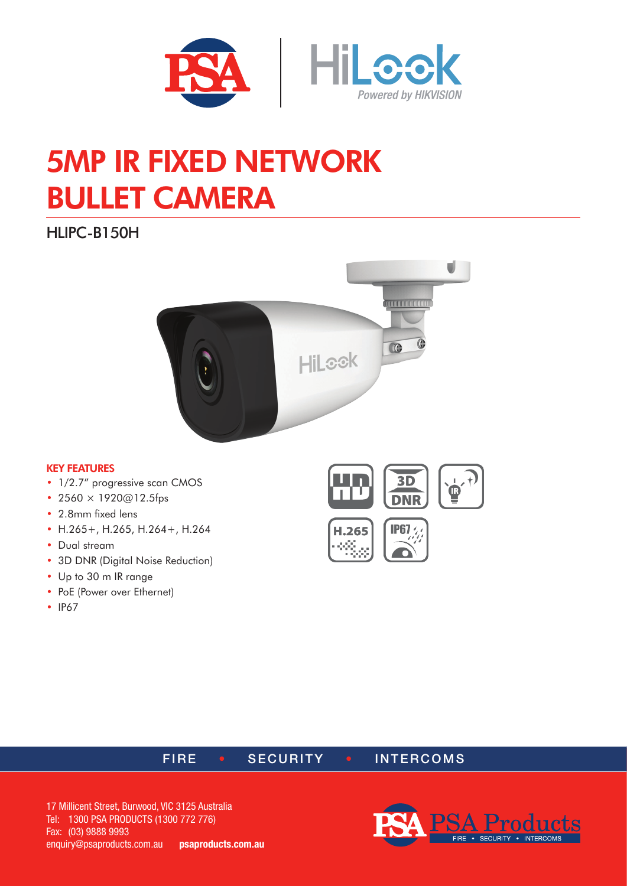# 5MP IR FIXED NETWORK BULLET CAMERA

## HLIPC-B150H

### KEY FEATURES

- 1/2.7" progressive scan CMOS
- 2560 × 1920@12.5fps
- 2.8mm fixed lens
- H.265+, H.265, H.264+, H.264
- Dual stream
- 3D DNR (Digital Noise Reduction)
- Up to 30 m IR range
- PoE (Power over Ethernet)
- IP67

FIRE • SECURITY • INTERCOMS

17 Millicent Street, Burwood, VIC 3125 Australia
Tel: 1300 PSA PRODUCTS (1300 772 776)
Fax: (03) 9888 9993
enquiry@psaproducts.com.au **psaproducts.com.au**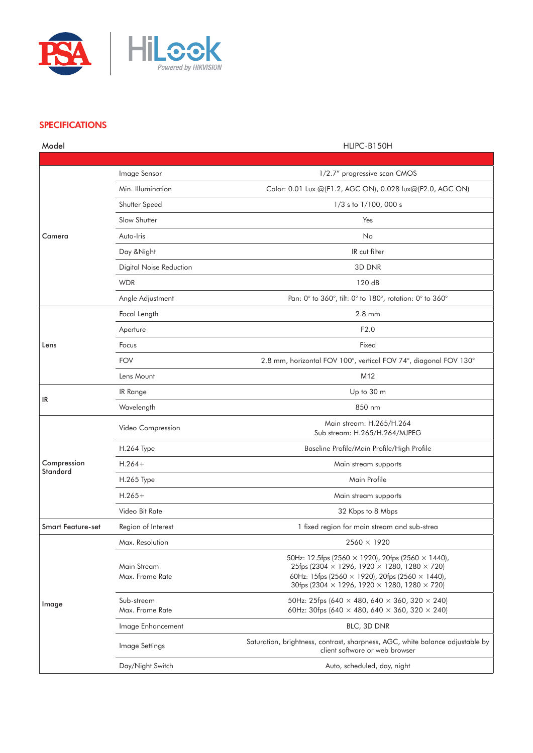## SPECIFICATIONS

| Model | | HLIPC-B150H |
|---|---|---|
| Camera | Image Sensor | 1/2.7" progressive scan CMOS |
| | Min. Illumination | Color: 0.01 Lux @(F1.2, AGC ON), 0.028 lux@(F2.0, AGC ON) |
| | Shutter Speed | 1/3 s to 1/100, 000 s |
| | Slow Shutter | Yes |
| | Auto-Iris | No |
| | Day &Night | IR cut filter |
| | Digital Noise Reduction | 3D DNR |
| | WDR | 120 dB |
| | Angle Adjustment | Pan: 0° to 360°, tilt: 0° to 180°, rotation: 0° to 360° |
| Lens | Focal Length | 2.8 mm |
| | Aperture | F2.0 |
| | Focus | Fixed |
| | FOV | 2.8 mm, horizontal FOV 100°, vertical FOV 74°, diagonal FOV 130° |
| | Lens Mount | M12 |
| IR | IR Range | Up to 30 m |
| | Wavelength | 850 nm |
| Compression Standard | Video Compression | Main stream: H.265/H.264<br>Sub stream: H.265/H.264/MJPEG |
| | H.264 Type | Baseline Profile/Main Profile/High Profile |
| | H.264+ | Main stream supports |
| | H.265 Type | Main Profile |
| | H.265+ | Main stream supports |
| | Video Bit Rate | 32 Kbps to 8 Mbps |
| Smart Feature-set | Region of Interest | 1 fixed region for main stream and sub-strea |
| Image | Max. Resolution | 2560 × 1920 |
| | Main Stream<br>Max. Frame Rate | 50Hz: 12.5fps (2560 × 1920), 20fps (2560 × 1440),<br>25fps (2304 × 1296, 1920 × 1280, 1280 × 720)<br>60Hz: 15fps (2560 × 1920), 20fps (2560 × 1440),<br>30fps (2304 × 1296, 1920 × 1280, 1280 × 720) |
| | Sub-stream<br>Max. Frame Rate | 50Hz: 25fps (640 × 480, 640 × 360, 320 × 240)<br>60Hz: 30fps (640 × 480, 640 × 360, 320 × 240) |
| | Image Enhancement | BLC, 3D DNR |
| | Image Settings | Saturation, brightness, contrast, sharpness, AGC, white balance adjustable by client software or web browser |
| | Day/Night Switch | Auto, scheduled, day, night |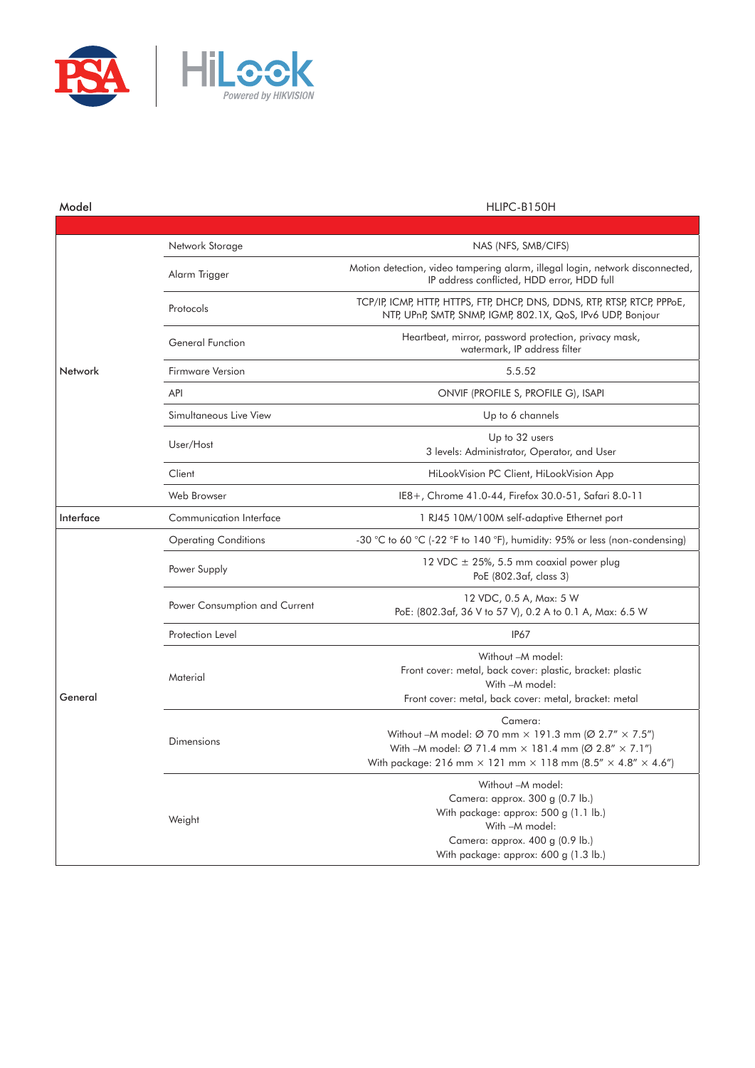| Model | | HLIPC-B150H |
|---|---|---|
| Network | Network Storage | NAS (NFS, SMB/CIFS) |
| | Alarm Trigger | Motion detection, video tampering alarm, illegal login, network disconnected, IP address conflicted, HDD error, HDD full |
| | Protocols | TCP/IP, ICMP, HTTP, HTTPS, FTP, DHCP, DNS, DDNS, RTP, RTSP, RTCP, PPPoE, NTP, UPnP, SMTP, SNMP, IGMP, 802.1X, QoS, IPv6 UDP, Bonjour |
| | General Function | Heartbeat, mirror, password protection, privacy mask, watermark, IP address filter |
| | Firmware Version | 5.5.52 |
| | API | ONVIF (PROFILE S, PROFILE G), ISAPI |
| | Simultaneous Live View | Up to 6 channels |
| | User/Host | Up to 32 users<br>3 levels: Administrator, Operator, and User |
| | Client | HiLookVision PC Client, HiLookVision App |
| | Web Browser | IE8+, Chrome 41.0-44, Firefox 30.0-51, Safari 8.0-11 |
| Interface | Communication Interface | 1 RJ45 10M/100M self-adaptive Ethernet port |
| General | Operating Conditions | -30 °C to 60 °C (-22 °F to 140 °F), humidity: 95% or less (non-condensing) |
| | Power Supply | 12 VDC ± 25%, 5.5 mm coaxial power plug<br>PoE (802.3af, class 3) |
| | Power Consumption and Current | 12 VDC, 0.5 A, Max: 5 W<br>PoE: (802.3af, 36 V to 57 V), 0.2 A to 0.1 A, Max: 6.5 W |
| | Protection Level | IP67 |
| | Material | Without –M model:<br>Front cover: metal, back cover: plastic, bracket: plastic<br>With –M model:<br>Front cover: metal, back cover: metal, bracket: metal |
| | Dimensions | Camera:<br>Without –M model: Ø 70 mm × 191.3 mm (Ø 2.7" × 7.5")<br>With –M model: Ø 71.4 mm × 181.4 mm (Ø 2.8" × 7.1")<br>With package: 216 mm × 121 mm × 118 mm (8.5" × 4.8" × 4.6") |
| | Weight | Without –M model:<br>Camera: approx. 300 g (0.7 lb.)<br>With package: approx: 500 g (1.1 lb.)<br>With –M model:<br>Camera: approx. 400 g (0.9 lb.)<br>With package: approx: 600 g (1.3 lb.) |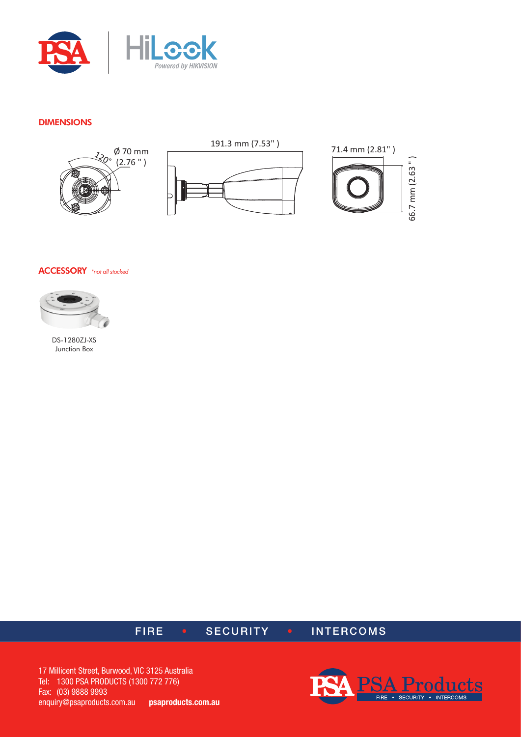## DIMENSIONS

Ø 70 mm (2.76 " )
120°

191.3 mm (7.53" )

71.4 mm (2.81" )

66.7 mm (2.63 " )

## ACCESSORY *\*not all stocked*

DS-1280ZJ-XS
Junction Box

FIRE • SECURITY • INTERCOMS

17 Millicent Street, Burwood, VIC 3125 Australia
Tel: 1300 PSA PRODUCTS (1300 772 776)
Fax: (03) 9888 9993
enquiry@psaproducts.com.au **psaproducts.com.au**